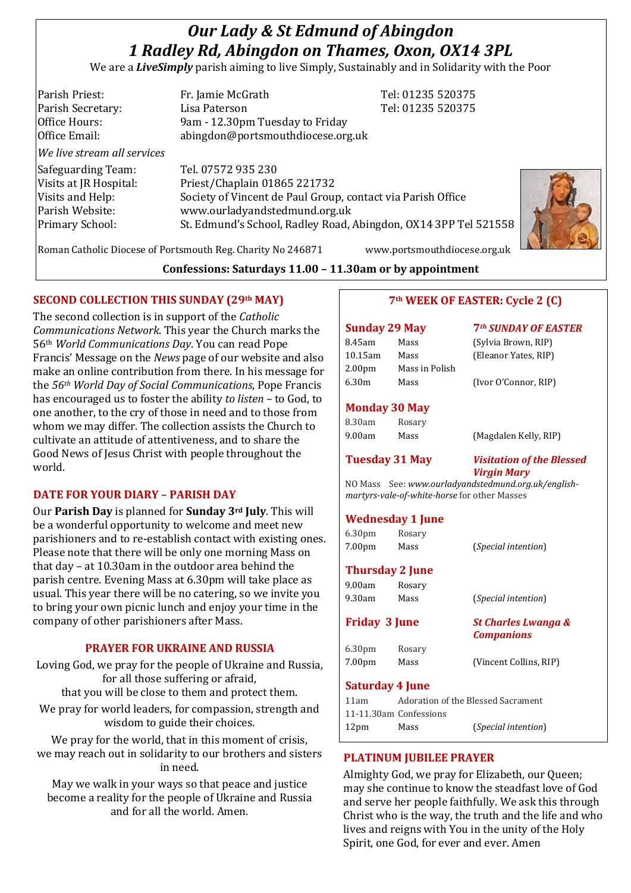# *Our Lady & St Edmund of Abingdon*
# *1 Radley Rd, Abingdon on Thames, Oxon, OX14 3PL*

We are a ***LiveSimply*** parish aiming to live Simply, Sustainably and in Solidarity with the Poor

| | | |
|---|---|---|
| Parish Priest: | Fr. Jamie McGrath | Tel: 01235 520375 |
| Parish Secretary: | Lisa Paterson | Tel: 01235 520375 |
| Office Hours: | 9am - 12.30pm Tuesday to Friday | |
| Office Email: | abingdon@portsmouthdiocese.org.uk | |

*We live stream all services*

| | |
|---|---|
| Safeguarding Team: | Tel. 07572 935 230 |
| Visits at JR Hospital: | Priest/Chaplain 01865 221732 |
| Visits and Help: | Society of Vincent de Paul Group, contact via Parish Office |
| Parish Website: | www.ourladyandstedmund.org.uk |
| Primary School: | St. Edmund's School, Radley Road, Abingdon, OX14 3PP Tel 521558 |

Roman Catholic Diocese of Portsmouth Reg. Charity No 246871 www.portsmouthdiocese.org.uk

**Confessions: Saturdays 11.00 – 11.30am or by appointment**

## SECOND COLLECTION THIS SUNDAY (29th MAY)

The second collection is in support of the *Catholic Communications Network*. This year the Church marks the 56th *World Communications Day*. You can read Pope Francis' Message on the *News* page of our website and also make an online contribution from there. In his message for the *56th World Day of Social Communications*, Pope Francis has encouraged us to foster the ability *to listen* – to God, to one another, to the cry of those in need and to those from whom we may differ. The collection assists the Church to cultivate an attitude of attentiveness, and to share the Good News of Jesus Christ with people throughout the world.

## DATE FOR YOUR DIARY – PARISH DAY

Our **Parish Day** is planned for **Sunday 3rd July**. This will be a wonderful opportunity to welcome and meet new parishioners and to re-establish contact with existing ones. Please note that there will be only one morning Mass on that day – at 10.30am in the outdoor area behind the parish centre. Evening Mass at 6.30pm will take place as usual. This year there will be no catering, so we invite you to bring your own picnic lunch and enjoy your time in the company of other parishioners after Mass.

## PRAYER FOR UKRAINE AND RUSSIA

Loving God, we pray for the people of Ukraine and Russia, for all those suffering or afraid, that you will be close to them and protect them.

We pray for world leaders, for compassion, strength and wisdom to guide their choices.

We pray for the world, that in this moment of crisis, we may reach out in solidarity to our brothers and sisters in need.

May we walk in your ways so that peace and justice become a reality for the people of Ukraine and Russia and for all the world. Amen.

## 7th WEEK OF EASTER: Cycle 2 (C)

### Sunday 29 May — *7th SUNDAY OF EASTER*

| | | |
|---|---|---|
| 8.45am | Mass | (Sylvia Brown, RIP) |
| 10.15am | Mass | (Eleanor Yates, RIP) |
| 2.00pm | Mass in Polish | |
| 6.30m | Mass | (Ivor O'Connor, RIP) |

### Monday 30 May

| | | |
|---|---|---|
| 8.30am | Rosary | |
| 9.00am | Mass | (Magdalen Kelly, RIP) |

### Tuesday 31 May — *Visitation of the Blessed Virgin Mary*

NO Mass See: *www.ourladyandstedmund.org.uk/english-martyrs-vale-of-white-horse* for other Masses

### Wednesday 1 June

| | | |
|---|---|---|
| 6.30pm | Rosary | |
| 7.00pm | Mass | (*Special intention*) |

### Thursday 2 June

| | | |
|---|---|---|
| 9.00am | Rosary | |
| 9.30am | Mass | (*Special intention*) |

### Friday 3 June — *St Charles Lwanga & Companions*

| | | |
|---|---|---|
| 6.30pm | Rosary | |
| 7.00pm | Mass | (Vincent Collins, RIP) |

### Saturday 4 June

| | | |
|---|---|---|
| 11am | Adoration of the Blessed Sacrament | |
| 11-11.30am | Confessions | |
| 12pm | Mass | (*Special intention*) |

## PLATINUM JUBILEE PRAYER

Almighty God, we pray for Elizabeth, our Queen; may she continue to know the steadfast love of God and serve her people faithfully. We ask this through Christ who is the way, the truth and the life and who lives and reigns with You in the unity of the Holy Spirit, one God, for ever and ever. Amen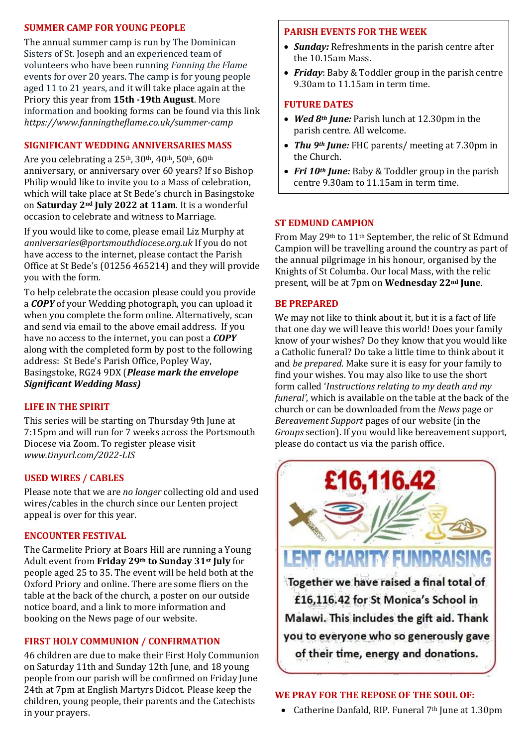## SUMMER CAMP FOR YOUNG PEOPLE

The annual summer camp is run by The Dominican Sisters of St. Joseph and an experienced team of volunteers who have been running *Fanning the Flame* events for over 20 years. The camp is for young people aged 11 to 21 years, and it will take place again at the Priory this year from **15th -19th August**. More information and booking forms can be found via this link *https://www.fanningtheflame.co.uk/summer-camp*

## SIGNIFICANT WEDDING ANNIVERSARIES MASS

Are you celebrating a 25th, 30th, 40th, 50th, 60th anniversary, or anniversary over 60 years? If so Bishop Philip would like to invite you to a Mass of celebration, which will take place at St Bede's church in Basingstoke on **Saturday 2nd July 2022 at 11am**. It is a wonderful occasion to celebrate and witness to Marriage.

If you would like to come, please email Liz Murphy at *anniversaries@portsmouthdiocese.org.uk* If you do not have access to the internet, please contact the Parish Office at St Bede's (01256 465214) and they will provide you with the form.

To help celebrate the occasion please could you provide a ***COPY*** of your Wedding photograph, you can upload it when you complete the form online. Alternatively, scan and send via email to the above email address. If you have no access to the internet, you can post a ***COPY*** along with the completed form by post to the following address: St Bede's Parish Office, Popley Way, Basingstoke, RG24 9DX (***Please mark the envelope Significant Wedding Mass)***

## LIFE IN THE SPIRIT

This series will be starting on Thursday 9th June at 7:15pm and will run for 7 weeks across the Portsmouth Diocese via Zoom. To register please visit *www.tinyurl.com/2022-LIS*

## USED WIRES / CABLES

Please note that we are *no longer* collecting old and used wires/cables in the church since our Lenten project appeal is over for this year.

## ENCOUNTER FESTIVAL

The Carmelite Priory at Boars Hill are running a Young Adult event from **Friday 29th to Sunday 31st July** for people aged 25 to 35. The event will be held both at the Oxford Priory and online. There are some fliers on the table at the back of the church, a poster on our outside notice board, and a link to more information and booking on the News page of our website.

## FIRST HOLY COMMUNION / CONFIRMATION

46 children are due to make their First Holy Communion on Saturday 11th and Sunday 12th June, and 18 young people from our parish will be confirmed on Friday June 24th at 7pm at English Martyrs Didcot. Please keep the children, young people, their parents and the Catechists in your prayers.

## PARISH EVENTS FOR THE WEEK

- ***Sunday:*** Refreshments in the parish centre after the 10.15am Mass.
- ***Friday***: Baby & Toddler group in the parish centre 9.30am to 11.15am in term time.

## FUTURE DATES

- ***Wed 8th June:*** Parish lunch at 12.30pm in the parish centre. All welcome.
- ***Thu 9th June:*** FHC parents/ meeting at 7.30pm in the Church.
- ***Fri 10th June:*** Baby & Toddler group in the parish centre 9.30am to 11.15am in term time.

## ST EDMUND CAMPION

From May 29th to 11th September, the relic of St Edmund Campion will be travelling around the country as part of the annual pilgrimage in his honour, organised by the Knights of St Columba. Our local Mass, with the relic present, will be at 7pm on **Wednesday 22nd June**.

## BE PREPARED

We may not like to think about it, but it is a fact of life that one day we will leave this world! Does your family know of your wishes? Do they know that you would like a Catholic funeral? Do take a little time to think about it and *be prepared*. Make sure it is easy for your family to find your wishes. You may also like to use the short form called '*Instructions relating to my death and my funeral'*, which is available on the table at the back of the church or can be downloaded from the *News* page or *Bereavement Support* pages of our website (in the *Groups* section). If you would like bereavement support, please do contact us via the parish office.

**£16,116.42**

**LENT CHARITY FUNDRAISING**

Together we have raised a final total of £16,116.42 for St Monica's School in Malawi. This includes the gift aid. Thank you to everyone who so generously gave of their time, energy and donations.

## WE PRAY FOR THE REPOSE OF THE SOUL OF:

- Catherine Danfald, RIP. Funeral 7th June at 1.30pm